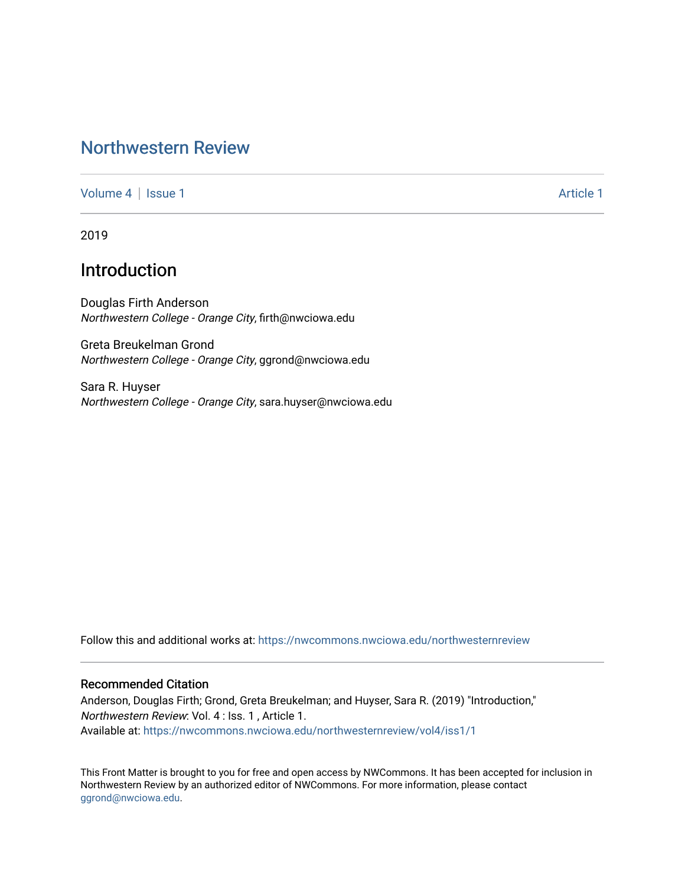# Northwestern Review

Volume 4 | Issue 1 Article 1

2019

## Introduction

Douglas Firth Anderson
*Northwestern College - Orange City*, firth@nwciowa.edu

Greta Breukelman Grond
*Northwestern College - Orange City*, ggrond@nwciowa.edu

Sara R. Huyser
*Northwestern College - Orange City*, sara.huyser@nwciowa.edu

Follow this and additional works at: https://nwcommons.nwciowa.edu/northwesternreview

### Recommended Citation

Anderson, Douglas Firth; Grond, Greta Breukelman; and Huyser, Sara R. (2019) "Introduction," *Northwestern Review*: Vol. 4 : Iss. 1 , Article 1.
Available at: https://nwcommons.nwciowa.edu/northwesternreview/vol4/iss1/1

This Front Matter is brought to you for free and open access by NWCommons. It has been accepted for inclusion in Northwestern Review by an authorized editor of NWCommons. For more information, please contact ggrond@nwciowa.edu.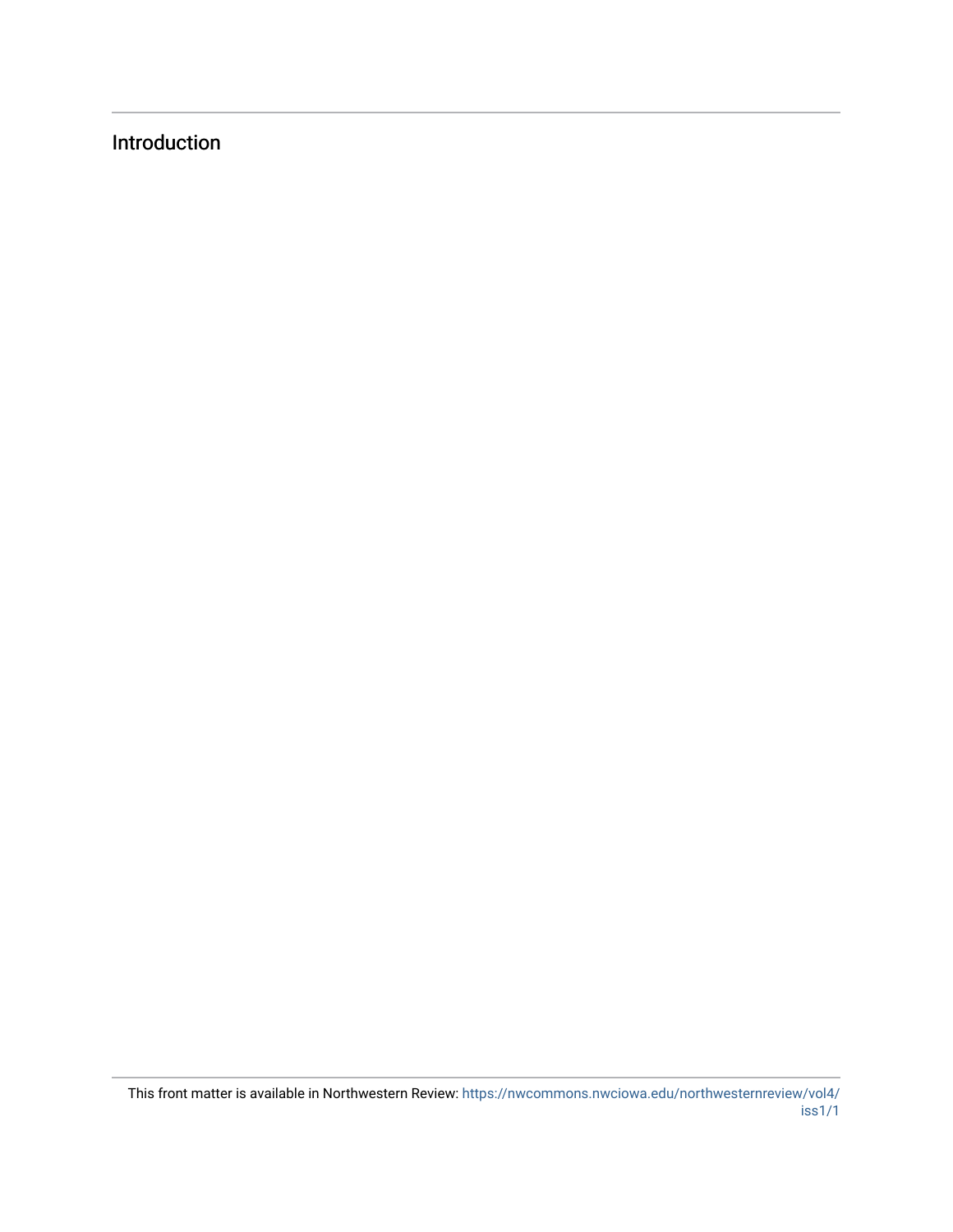Introduction

This front matter is available in Northwestern Review: https://nwcommons.nwciowa.edu/northwesternreview/vol4/iss1/1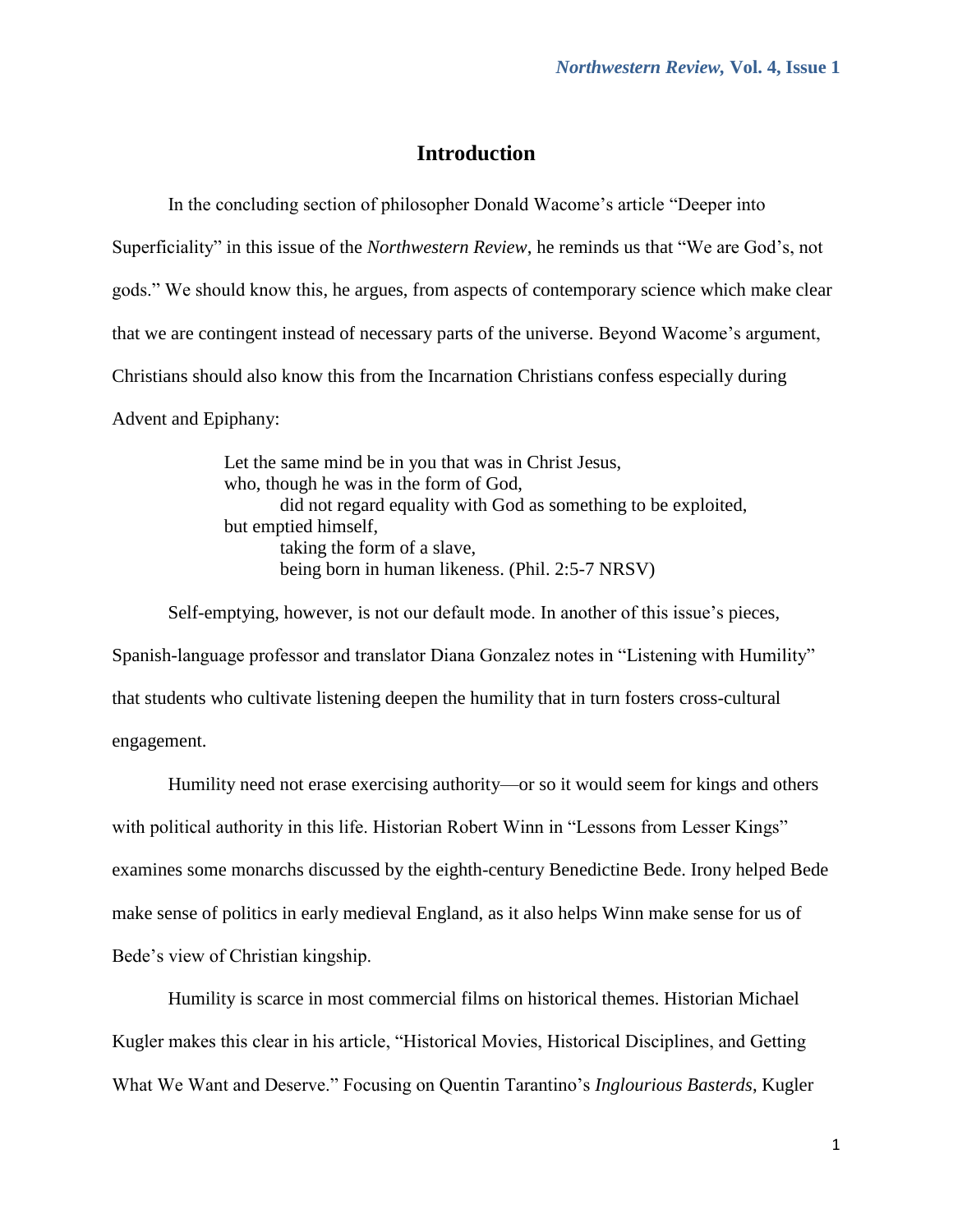# Introduction

In the concluding section of philosopher Donald Wacome's article "Deeper into Superficiality" in this issue of the *Northwestern Review*, he reminds us that "We are God's, not gods." We should know this, he argues, from aspects of contemporary science which make clear that we are contingent instead of necessary parts of the universe. Beyond Wacome's argument, Christians should also know this from the Incarnation Christians confess especially during Advent and Epiphany:

> Let the same mind be in you that was in Christ Jesus,  
> who, though he was in the form of God,  
>     did not regard equality with God as something to be exploited,  
> but emptied himself,  
>     taking the form of a slave,  
>     being born in human likeness. (Phil. 2:5-7 NRSV)

Self-emptying, however, is not our default mode. In another of this issue's pieces, Spanish-language professor and translator Diana Gonzalez notes in "Listening with Humility" that students who cultivate listening deepen the humility that in turn fosters cross-cultural engagement.

Humility need not erase exercising authority—or so it would seem for kings and others with political authority in this life. Historian Robert Winn in "Lessons from Lesser Kings" examines some monarchs discussed by the eighth-century Benedictine Bede. Irony helped Bede make sense of politics in early medieval England, as it also helps Winn make sense for us of Bede's view of Christian kingship.

Humility is scarce in most commercial films on historical themes. Historian Michael Kugler makes this clear in his article, "Historical Movies, Historical Disciplines, and Getting What We Want and Deserve." Focusing on Quentin Tarantino's *Inglourious Basterds*, Kugler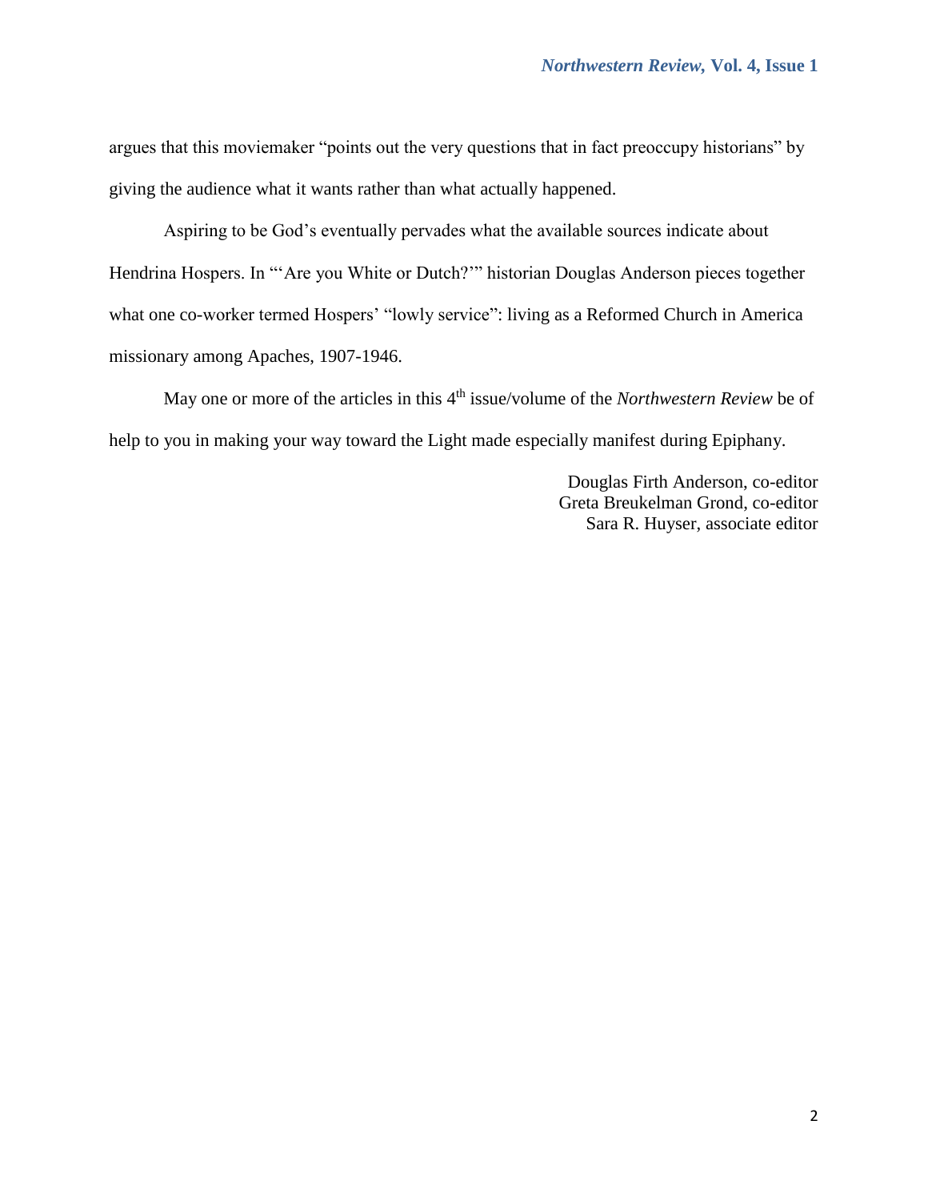argues that this moviemaker "points out the very questions that in fact preoccupy historians" by giving the audience what it wants rather than what actually happened.

Aspiring to be God's eventually pervades what the available sources indicate about Hendrina Hospers. In "'Are you White or Dutch?'" historian Douglas Anderson pieces together what one co-worker termed Hospers' "lowly service": living as a Reformed Church in America missionary among Apaches, 1907-1946.

May one or more of the articles in this 4th issue/volume of the *Northwestern Review* be of help to you in making your way toward the Light made especially manifest during Epiphany.

Douglas Firth Anderson, co-editor
Greta Breukelman Grond, co-editor
Sara R. Huyser, associate editor